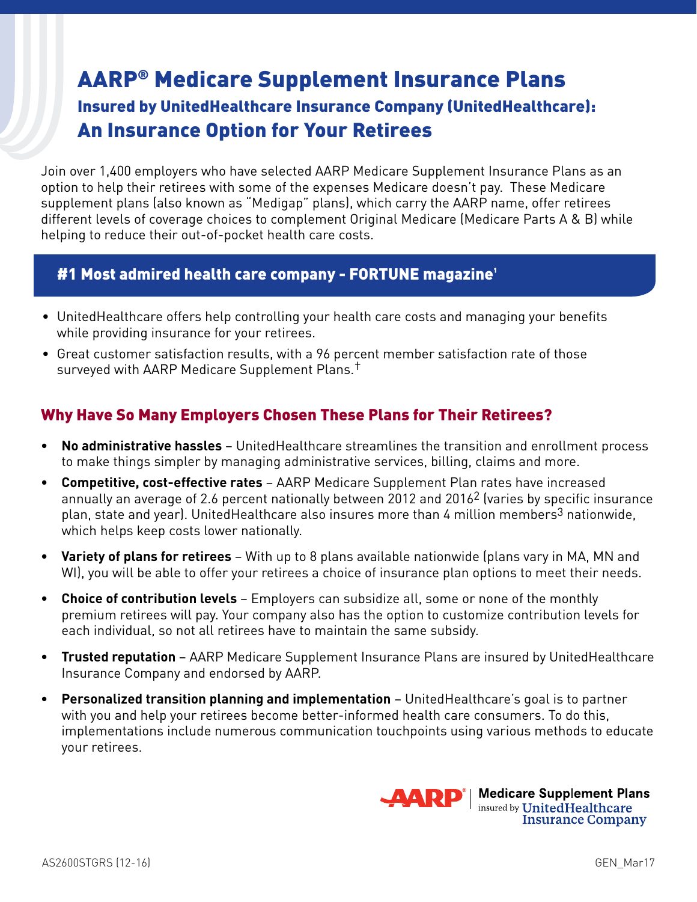# AARP® Medicare Supplement Insurance Plans

## Insured by UnitedHealthcare Insurance Company (UnitedHealthcare):

## An Insurance Option for Your Retirees

Join over 1,400 employers who have selected AARP Medicare Supplement Insurance Plans as an option to help their retirees with some of the expenses Medicare doesn't pay. These Medicare supplement plans (also known as "Medigap" plans), which carry the AARP name, offer retirees different levels of coverage choices to complement Original Medicare (Medicare Parts A & B) while helping to reduce their out-of-pocket health care costs.

### #1 Most admired health care company - FORTUNE magazine[1]

- UnitedHealthcare offers help controlling your health care costs and managing your benefits while providing insurance for your retirees.
- Great customer satisfaction results, with a 96 percent member satisfaction rate of those surveyed with AARP Medicare Supplement Plans.[†]

### Why Have So Many Employers Chosen These Plans for Their Retirees?

- **No administrative hassles** – UnitedHealthcare streamlines the transition and enrollment process to make things simpler by managing administrative services, billing, claims and more.
- **Competitive, cost-effective rates** – AARP Medicare Supplement Plan rates have increased annually an average of 2.6 percent nationally between 2012 and 2016[2] (varies by specific insurance plan, state and year). UnitedHealthcare also insures more than 4 million members[3] nationwide, which helps keep costs lower nationally.
- **Variety of plans for retirees** – With up to 8 plans available nationwide (plans vary in MA, MN and WI), you will be able to offer your retirees a choice of insurance plan options to meet their needs.
- **Choice of contribution levels** – Employers can subsidize all, some or none of the monthly premium retirees will pay. Your company also has the option to customize contribution levels for each individual, so not all retirees have to maintain the same subsidy.
- **Trusted reputation** – AARP Medicare Supplement Insurance Plans are insured by UnitedHealthcare Insurance Company and endorsed by AARP.
- **Personalized transition planning and implementation** – UnitedHealthcare's goal is to partner with you and help your retirees become better-informed health care consumers. To do this, implementations include numerous communication touchpoints using various methods to educate your retirees.

AARP® | Medicare Supplement Plans insured by UnitedHealthcare Insurance Company

AS2600STGRS (12-16) GEN_Mar17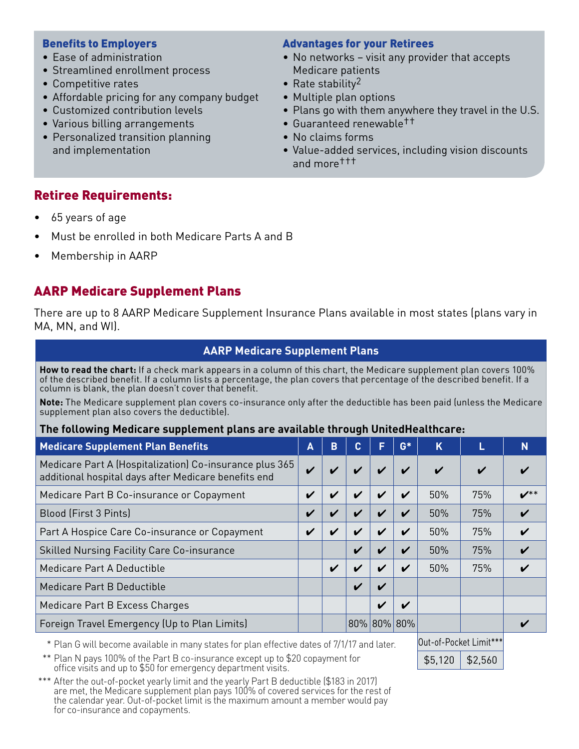### Benefits to Employers

- Ease of administration
- Streamlined enrollment process
- Competitive rates
- Affordable pricing for any company budget
- Customized contribution levels
- Various billing arrangements
- Personalized transition planning and implementation

### Advantages for your Retirees

- No networks – visit any provider that accepts Medicare patients
- Rate stability[2]
- Multiple plan options
- Plans go with them anywhere they travel in the U.S.
- Guaranteed renewable††
- No claims forms
- Value-added services, including vision discounts and more†††

## Retiree Requirements:

- 65 years of age
- Must be enrolled in both Medicare Parts A and B
- Membership in AARP

## AARP Medicare Supplement Plans

There are up to 8 AARP Medicare Supplement Insurance Plans available in most states (plans vary in MA, MN, and WI).

### AARP Medicare Supplement Plans

**How to read the chart:** If a check mark appears in a column of this chart, the Medicare supplement plan covers 100% of the described benefit. If a column lists a percentage, the plan covers that percentage of the described benefit. If a column is blank, the plan doesn't cover that benefit.

**Note:** The Medicare supplement plan covers co-insurance only after the deductible has been paid (unless the Medicare supplement plan also covers the deductible).

**The following Medicare supplement plans are available through UnitedHealthcare:**

| Medicare Supplement Plan Benefits | A | B | C | F | G* | K | L | N |
|---|---|---|---|---|---|---|---|---|
| Medicare Part A (Hospitalization) Co-insurance plus 365 additional hospital days after Medicare benefits end | ✔ | ✔ | ✔ | ✔ | ✔ | ✔ | ✔ | ✔ |
| Medicare Part B Co-insurance or Copayment | ✔ | ✔ | ✔ | ✔ | ✔ | 50% | 75% | ✔** |
| Blood (First 3 Pints) | ✔ | ✔ | ✔ | ✔ | ✔ | 50% | 75% | ✔ |
| Part A Hospice Care Co-insurance or Copayment | ✔ | ✔ | ✔ | ✔ | ✔ | 50% | 75% | ✔ |
| Skilled Nursing Facility Care Co-insurance | | | ✔ | ✔ | ✔ | 50% | 75% | ✔ |
| Medicare Part A Deductible | | ✔ | ✔ | ✔ | ✔ | 50% | 75% | ✔ |
| Medicare Part B Deductible | | | ✔ | ✔ | | | | |
| Medicare Part B Excess Charges | | | | ✔ | ✔ | | | |
| Foreign Travel Emergency (Up to Plan Limits) | | | 80% | 80% | 80% | | | ✔ |
| Out-of-Pocket Limit*** | | | | | | $5,120 | $2,560 | |

\* Plan G will become available in many states for plan effective dates of 7/1/17 and later.

\** Plan N pays 100% of the Part B co-insurance except up to $20 copayment for office visits and up to $50 for emergency department visits.

\*** After the out-of-pocket yearly limit and the yearly Part B deductible ($183 in 2017) are met, the Medicare supplement plan pays 100% of covered services for the rest of the calendar year. Out-of-pocket limit is the maximum amount a member would pay for co-insurance and copayments.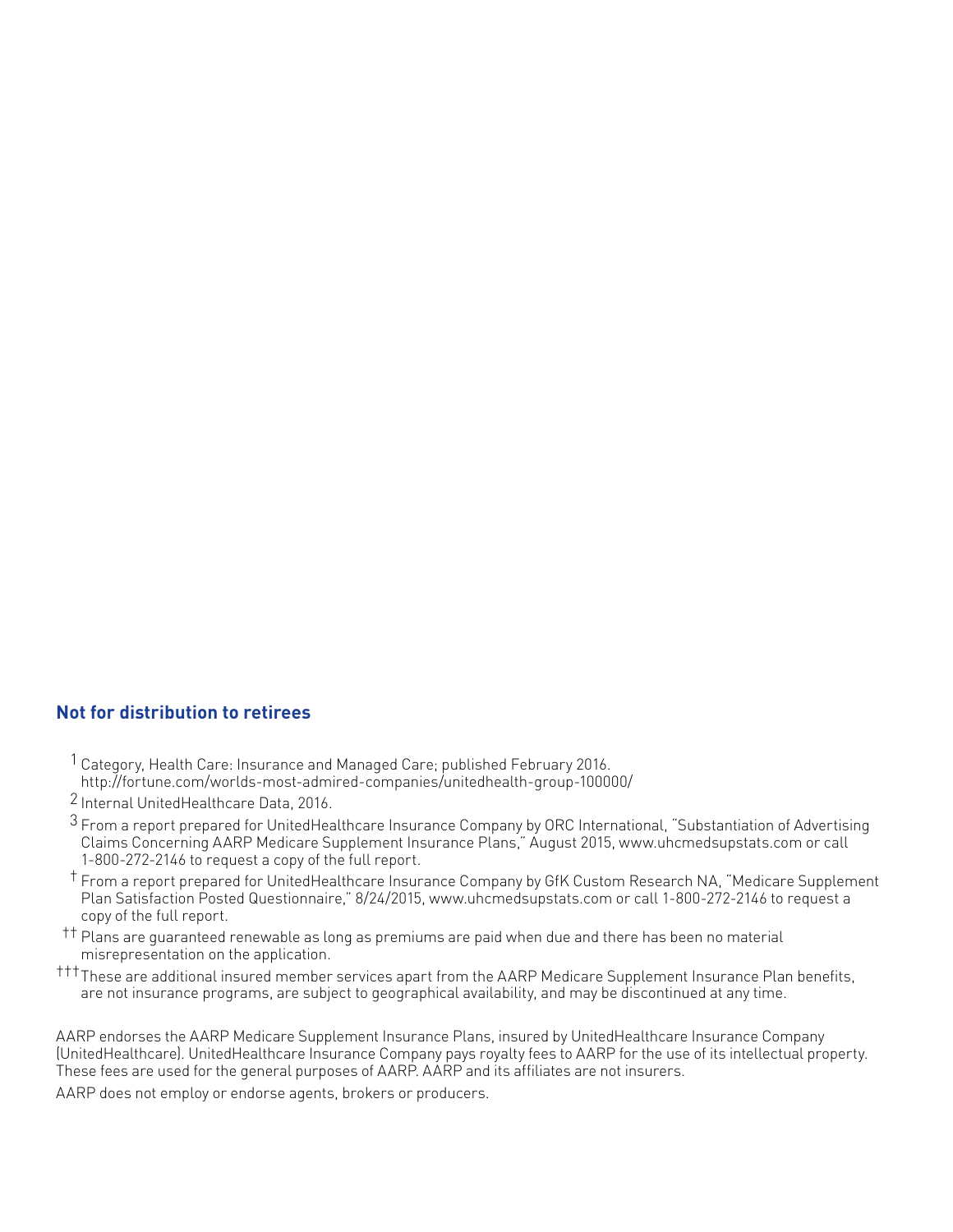**Not for distribution to retirees**

[1] Category, Health Care: Insurance and Managed Care; published February 2016. http://fortune.com/worlds-most-admired-companies/unitedhealth-group-100000/

[2] Internal UnitedHealthcare Data, 2016.

[3] From a report prepared for UnitedHealthcare Insurance Company by ORC International, "Substantiation of Advertising Claims Concerning AARP Medicare Supplement Insurance Plans," August 2015, www.uhcmedsupstats.com or call 1-800-272-2146 to request a copy of the full report.

[†] From a report prepared for UnitedHealthcare Insurance Company by GfK Custom Research NA, "Medicare Supplement Plan Satisfaction Posted Questionnaire," 8/24/2015, www.uhcmedsupstats.com or call 1-800-272-2146 to request a copy of the full report.

[††] Plans are guaranteed renewable as long as premiums are paid when due and there has been no material misrepresentation on the application.

[†††] These are additional insured member services apart from the AARP Medicare Supplement Insurance Plan benefits, are not insurance programs, are subject to geographical availability, and may be discontinued at any time.

AARP endorses the AARP Medicare Supplement Insurance Plans, insured by UnitedHealthcare Insurance Company (UnitedHealthcare). UnitedHealthcare Insurance Company pays royalty fees to AARP for the use of its intellectual property. These fees are used for the general purposes of AARP. AARP and its affiliates are not insurers.

AARP does not employ or endorse agents, brokers or producers.